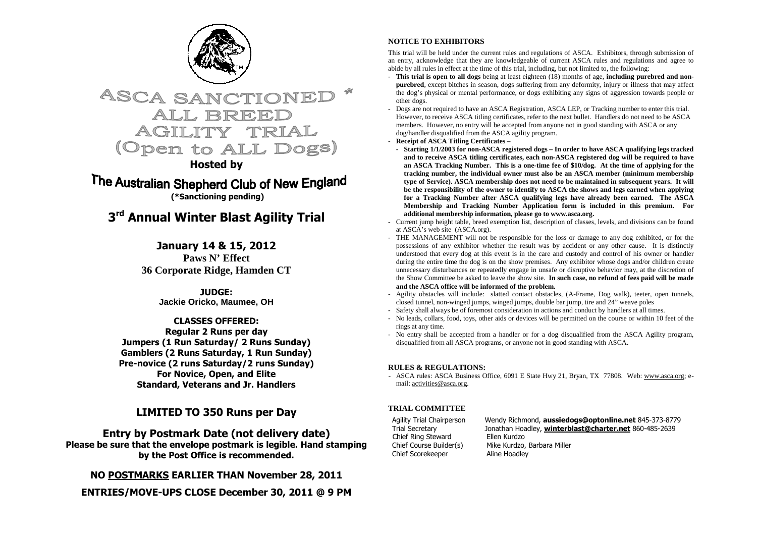# ASCA SANCTIONED * ALL BREED AGILITY TRIAL (Open to ALL Dogs)

**Hosted by**

## The Australian Shepherd Club of New England

**(*Sanctioning pending)**

## 3rd Annual Winter Blast Agility Trial

**January 14 & 15, 2012**
**Paws N' Effect**
**36 Corporate Ridge, Hamden CT**

**JUDGE:**
**Jackie Oricko, Maumee, OH**

**CLASSES OFFERED:**
**Regular 2 Runs per day**
**Jumpers (1 Run Saturday/ 2 Runs Sunday)**
**Gamblers (2 Runs Saturday, 1 Run Sunday)**
**Pre-novice (2 runs Saturday/2 runs Sunday)**
**For Novice, Open, and Elite**
**Standard, Veterans and Jr. Handlers**

### LIMITED TO 350 Runs per Day

### Entry by Postmark Date (not delivery date)

**Please be sure that the envelope postmark is legible. Hand stamping by the Post Office is recommended.**

**NO POSTMARKS EARLIER THAN November 28, 2011**

**ENTRIES/MOVE-UPS CLOSE December 30, 2011 @ 9 PM**

### NOTICE TO EXHIBITORS

This trial will be held under the current rules and regulations of ASCA. Exhibitors, through submission of an entry, acknowledge that they are knowledgeable of current ASCA rules and regulations and agree to abide by all rules in effect at the time of this trial, including, but not limited to, the following:

- **This trial is open to all dogs** being at least eighteen (18) months of age, **including purebred and non-purebred**, except bitches in season, dogs suffering from any deformity, injury or illness that may affect the dog's physical or mental performance, or dogs exhibiting any signs of aggression towards people or other dogs.
- Dogs are not required to have an ASCA Registration, ASCA LEP, or Tracking number to enter this trial. However, to receive ASCA titling certificates, refer to the next bullet. Handlers do not need to be ASCA members. However, no entry will be accepted from anyone not in good standing with ASCA or any dog/handler disqualified from the ASCA agility program.
- **Receipt of ASCA Titling Certificates –**
  - **Starting 1/1/2003 for non-ASCA registered dogs – In order to have ASCA qualifying legs tracked and to receive ASCA titling certificates, each non-ASCA registered dog will be required to have an ASCA Tracking Number. This is a one-time fee of $10/dog. At the time of applying for the tracking number, the individual owner must also be an ASCA member (minimum membership type of Service). ASCA membership does not need to be maintained in subsequent years. It will be the responsibility of the owner to identify to ASCA the shows and legs earned when applying for a Tracking Number after ASCA qualifying legs have already been earned. The ASCA Membership and Tracking Number Application form is included in this premium. For additional membership information, please go to www.asca.org.**
- Current jump height table, breed exemption list, description of classes, levels, and divisions can be found at ASCA's web site (ASCA.org).
- THE MANAGEMENT will not be responsible for the loss or damage to any dog exhibited, or for the possessions of any exhibitor whether the result was by accident or any other cause. It is distinctly understood that every dog at this event is in the care and custody and control of his owner or handler during the entire time the dog is on the show premises. Any exhibitor whose dogs and/or children create unnecessary disturbances or repeatedly engage in unsafe or disruptive behavior may, at the discretion of the Show Committee be asked to leave the show site. **In such case, no refund of fees paid will be made and the ASCA office will be informed of the problem.**
- Agility obstacles will include: slatted contact obstacles, (A-Frame, Dog walk), teeter, open tunnels, closed tunnel, non-winged jumps, winged jumps, double bar jump, tire and 24" weave poles
- Safety shall always be of foremost consideration in actions and conduct by handlers at all times.
- No leads, collars, food, toys, other aids or devices will be permitted on the course or within 10 feet of the rings at any time.
- No entry shall be accepted from a handler or for a dog disqualified from the ASCA Agility program, disqualified from all ASCA programs, or anyone not in good standing with ASCA.

### RULES & REGULATIONS:

- ASCA rules: ASCA Business Office, 6091 E State Hwy 21, Bryan, TX 77808. Web: www.asca.org; e-mail: activities@asca.org.

### TRIAL COMMITTEE

| | |
|---|---|
| Agility Trial Chairperson | Wendy Richmond, **aussiedogs@optonline.net** 845-373-8779 |
| Trial Secretary | Jonathan Hoadley, **winterblast@charter.net** 860-485-2639 |
| Chief Ring Steward | Ellen Kurdzo |
| Chief Course Builder(s) | Mike Kurdzo, Barbara Miller |
| Chief Scorekeeper | Aline Hoadley |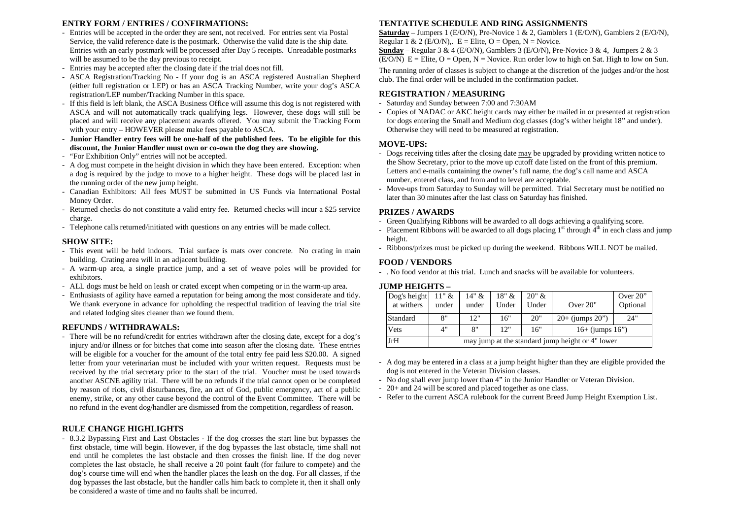## ENTRY FORM / ENTRIES / CONFIRMATIONS:

- Entries will be accepted in the order they are sent, not received. For entries sent via Postal Service, the valid reference date is the postmark. Otherwise the valid date is the ship date. Entries with an early postmark will be processed after Day 5 receipts. Unreadable postmarks will be assumed to be the day previous to receipt.
- Entries may be accepted after the closing date if the trial does not fill.
- ASCA Registration/Tracking No - If your dog is an ASCA registered Australian Shepherd (either full registration or LEP) or has an ASCA Tracking Number, write your dog's ASCA registration/LEP number/Tracking Number in this space.
- If this field is left blank, the ASCA Business Office will assume this dog is not registered with ASCA and will not automatically track qualifying legs. However, these dogs will still be placed and will receive any placement awards offered. You may submit the Tracking Form with your entry – HOWEVER please make fees payable to ASCA.
- **Junior Handler entry fees will be one-half of the published fees. To be eligible for this discount, the Junior Handler must own or co-own the dog they are showing.**
- "For Exhibition Only" entries will not be accepted.
- A dog must compete in the height division in which they have been entered. Exception: when a dog is required by the judge to move to a higher height. These dogs will be placed last in the running order of the new jump height.
- Canadian Exhibitors: All fees MUST be submitted in US Funds via International Postal Money Order.
- Returned checks do not constitute a valid entry fee. Returned checks will incur a $25 service charge.
- Telephone calls returned/initiated with questions on any entries will be made collect.

## SHOW SITE:

- This event will be held indoors. Trial surface is mats over concrete. No crating in main building. Crating area will in an adjacent building.
- A warm-up area, a single practice jump, and a set of weave poles will be provided for exhibitors.
- ALL dogs must be held on leash or crated except when competing or in the warm-up area.
- Enthusiasts of agility have earned a reputation for being among the most considerate and tidy. We thank everyone in advance for upholding the respectful tradition of leaving the trial site and related lodging sites cleaner than we found them.

## REFUNDS / WITHDRAWALS:

- There will be no refund/credit for entries withdrawn after the closing date, except for a dog's injury and/or illness or for bitches that come into season after the closing date. These entries will be eligible for a voucher for the amount of the total entry fee paid less $20.00. A signed letter from your veterinarian must be included with your written request. Requests must be received by the trial secretary prior to the start of the trial. Voucher must be used towards another ASCNE agility trial. There will be no refunds if the trial cannot open or be completed by reason of riots, civil disturbances, fire, an act of God, public emergency, act of a public enemy, strike, or any other cause beyond the control of the Event Committee. There will be no refund in the event dog/handler are dismissed from the competition, regardless of reason.

## RULE CHANGE HIGHLIGHTS

- 8.3.2 Bypassing First and Last Obstacles - If the dog crosses the start line but bypasses the first obstacle, time will begin. However, if the dog bypasses the last obstacle, time shall not end until he completes the last obstacle and then crosses the finish line. If the dog never completes the last obstacle, he shall receive a 20 point fault (for failure to compete) and the dog's course time will end when the handler places the leash on the dog. For all classes, if the dog bypasses the last obstacle, but the handler calls him back to complete it, then it shall only be considered a waste of time and no faults shall be incurred.

## TENTATIVE SCHEDULE AND RING ASSIGNMENTS

**Saturday** – Jumpers 1 (E/O/N), Pre-Novice 1 & 2, Gamblers 1 (E/O/N), Gamblers 2 (E/O/N), Regular 1 & 2 (E/O/N),. E = Elite, O = Open, N = Novice.

**Sunday** – Regular 3 & 4 (E/O/N), Gamblers 3 (E/O/N), Pre-Novice 3 & 4, Jumpers 2 & 3 (E/O/N) E = Elite, O = Open, N = Novice. Run order low to high on Sat. High to low on Sun.

The running order of classes is subject to change at the discretion of the judges and/or the host club. The final order will be included in the confirmation packet.

## REGISTRATION / MEASURING

- Saturday and Sunday between 7:00 and 7:30AM
- Copies of NADAC or AKC height cards may either be mailed in or presented at registration for dogs entering the Small and Medium dog classes (dog's wither height 18" and under). Otherwise they will need to be measured at registration.

## MOVE-UPS:

- Dogs receiving titles after the closing date may be upgraded by providing written notice to the Show Secretary, prior to the move up cutoff date listed on the front of this premium. Letters and e-mails containing the owner's full name, the dog's call name and ASCA number, entered class, and from and to level are acceptable.
- Move-ups from Saturday to Sunday will be permitted. Trial Secretary must be notified no later than 30 minutes after the last class on Saturday has finished.

## PRIZES / AWARDS

- Green Qualifying Ribbons will be awarded to all dogs achieving a qualifying score.
- Placement Ribbons will be awarded to all dogs placing 1st through 4th in each class and jump height.
- Ribbons/prizes must be picked up during the weekend. Ribbons WILL NOT be mailed.

## FOOD / VENDORS

- . No food vendor at this trial. Lunch and snacks will be available for volunteers.

## JUMP HEIGHTS –

| Dog's height at withers | 11" & under | 14" & under | 18" & Under | 20" & Under | Over 20" | Over 20" Optional |
|---|---|---|---|---|---|---|
| Standard | 8" | 12" | 16" | 20" | 20+ (jumps 20") | 24" |
| Vets | 4" | 8" | 12" | 16" | 16+ (jumps 16") | |
| JrH | may jump at the standard jump height or 4" lower | | | | | |

- A dog may be entered in a class at a jump height higher than they are eligible provided the dog is not entered in the Veteran Division classes.
- No dog shall ever jump lower than 4" in the Junior Handler or Veteran Division.
- 20+ and 24 will be scored and placed together as one class.
- Refer to the current ASCA rulebook for the current Breed Jump Height Exemption List.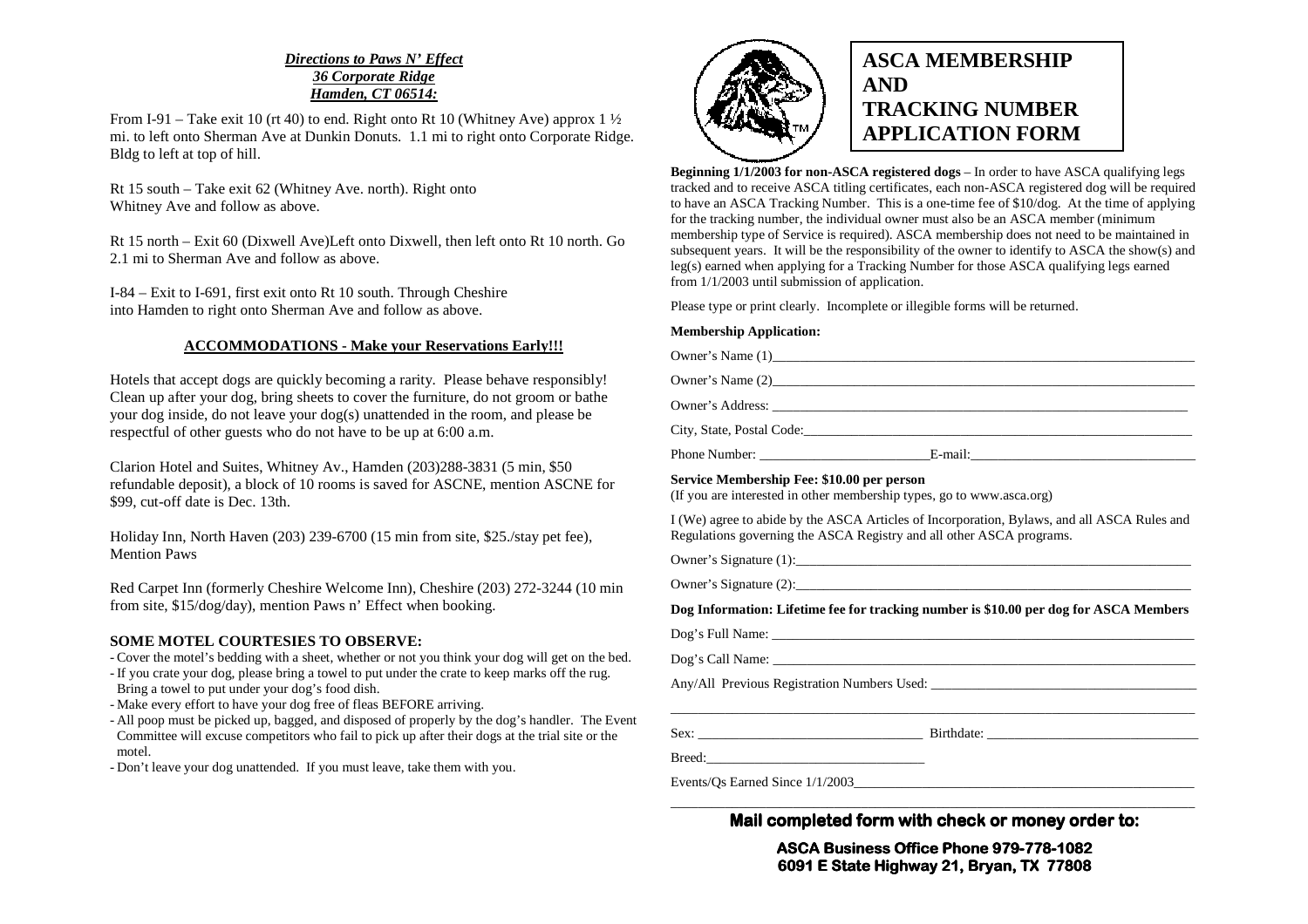***Directions to Paws N' Effect***
***36 Corporate Ridge***
***Hamden, CT 06514:***

From I-91 – Take exit 10 (rt 40) to end. Right onto Rt 10 (Whitney Ave) approx 1 ½ mi. to left onto Sherman Ave at Dunkin Donuts. 1.1 mi to right onto Corporate Ridge. Bldg to left at top of hill.

Rt 15 south – Take exit 62 (Whitney Ave. north). Right onto Whitney Ave and follow as above.

Rt 15 north – Exit 60 (Dixwell Ave)Left onto Dixwell, then left onto Rt 10 north. Go 2.1 mi to Sherman Ave and follow as above.

I-84 – Exit to I-691, first exit onto Rt 10 south. Through Cheshire into Hamden to right onto Sherman Ave and follow as above.

**ACCOMMODATIONS - Make your Reservations Early!!!**

Hotels that accept dogs are quickly becoming a rarity. Please behave responsibly! Clean up after your dog, bring sheets to cover the furniture, do not groom or bathe your dog inside, do not leave your dog(s) unattended in the room, and please be respectful of other guests who do not have to be up at 6:00 a.m.

Clarion Hotel and Suites, Whitney Av., Hamden (203)288-3831 (5 min, $50 refundable deposit), a block of 10 rooms is saved for ASCNE, mention ASCNE for $99, cut-off date is Dec. 13th.

Holiday Inn, North Haven (203) 239-6700 (15 min from site, $25./stay pet fee), Mention Paws

Red Carpet Inn (formerly Cheshire Welcome Inn), Cheshire (203) 272-3244 (10 min from site, $15/dog/day), mention Paws n' Effect when booking.

**SOME MOTEL COURTESIES TO OBSERVE:**

- Cover the motel's bedding with a sheet, whether or not you think your dog will get on the bed.
- If you crate your dog, please bring a towel to put under the crate to keep marks off the rug. Bring a towel to put under your dog's food dish.
- Make every effort to have your dog free of fleas BEFORE arriving.
- All poop must be picked up, bagged, and disposed of properly by the dog's handler. The Event Committee will excuse competitors who fail to pick up after their dogs at the trial site or the motel.
- Don't leave your dog unattended. If you must leave, take them with you.

# ASCA MEMBERSHIP AND TRACKING NUMBER APPLICATION FORM

**Beginning 1/1/2003 for non-ASCA registered dogs** – In order to have ASCA qualifying legs tracked and to receive ASCA titling certificates, each non-ASCA registered dog will be required to have an ASCA Tracking Number. This is a one-time fee of $10/dog. At the time of applying for the tracking number, the individual owner must also be an ASCA member (minimum membership type of Service is required). ASCA membership does not need to be maintained in subsequent years. It will be the responsibility of the owner to identify to ASCA the show(s) and leg(s) earned when applying for a Tracking Number for those ASCA qualifying legs earned from 1/1/2003 until submission of application.

Please type or print clearly. Incomplete or illegible forms will be returned.

**Membership Application:**

Owner's Name (1)\_\_\_\_\_\_\_\_\_\_\_\_\_\_\_\_\_\_\_\_\_\_\_\_\_\_\_\_\_\_\_\_\_\_\_\_\_\_

Owner's Name (2)\_\_\_\_\_\_\_\_\_\_\_\_\_\_\_\_\_\_\_\_\_\_\_\_\_\_\_\_\_\_\_\_\_\_\_\_\_\_

Owner's Address: \_\_\_\_\_\_\_\_\_\_\_\_\_\_\_\_\_\_\_\_\_\_\_\_\_\_\_\_\_\_\_\_\_\_\_\_\_\_

City, State, Postal Code:\_\_\_\_\_\_\_\_\_\_\_\_\_\_\_\_\_\_\_\_\_\_\_\_\_\_\_\_\_\_\_\_\_\_

Phone Number: \_\_\_\_\_\_\_\_\_\_\_\_\_\_\_\_\_\_\_\_ E-mail:\_\_\_\_\_\_\_\_\_\_\_\_\_\_\_\_\_\_\_\_

**Service Membership Fee: $10.00 per person**
(If you are interested in other membership types, go to www.asca.org)

I (We) agree to abide by the ASCA Articles of Incorporation, Bylaws, and all ASCA Rules and Regulations governing the ASCA Registry and all other ASCA programs.

Owner's Signature (1):\_\_\_\_\_\_\_\_\_\_\_\_\_\_\_\_\_\_\_\_\_\_\_\_\_\_\_\_\_\_\_\_\_\_\_\_

Owner's Signature (2):\_\_\_\_\_\_\_\_\_\_\_\_\_\_\_\_\_\_\_\_\_\_\_\_\_\_\_\_\_\_\_\_\_\_\_\_

**Dog Information: Lifetime fee for tracking number is $10.00 per dog for ASCA Members**

Dog's Full Name: \_\_\_\_\_\_\_\_\_\_\_\_\_\_\_\_\_\_\_\_\_\_\_\_\_\_\_\_\_\_\_\_\_\_\_\_\_\_

Dog's Call Name: \_\_\_\_\_\_\_\_\_\_\_\_\_\_\_\_\_\_\_\_\_\_\_\_\_\_\_\_\_\_\_\_\_\_\_\_\_\_

Any/All Previous Registration Numbers Used: \_\_\_\_\_\_\_\_\_\_\_\_\_\_\_\_\_\_\_\_\_\_\_\_

\_\_\_\_\_\_\_\_\_\_\_\_\_\_\_\_\_\_\_\_\_\_\_\_\_\_\_\_\_\_\_\_\_\_\_\_\_\_\_\_\_\_\_\_\_\_\_\_\_\_\_\_\_\_\_\_

Sex: \_\_\_\_\_\_\_\_\_\_\_\_\_\_\_\_\_\_\_\_ Birthdate: \_\_\_\_\_\_\_\_\_\_\_\_\_\_\_\_\_\_\_\_

Breed:\_\_\_\_\_\_\_\_\_\_\_\_\_\_\_\_\_\_\_\_

Events/Qs Earned Since 1/1/2003\_\_\_\_\_\_\_\_\_\_\_\_\_\_\_\_\_\_\_\_\_\_\_\_\_\_\_\_\_\_\_\_

\_\_\_\_\_\_\_\_\_\_\_\_\_\_\_\_\_\_\_\_\_\_\_\_\_\_\_\_\_\_\_\_\_\_\_\_\_\_\_\_\_\_\_\_\_\_\_\_\_\_\_\_\_\_\_\_

**Mail completed form with check or money order to:**

**ASCA Business Office Phone 979-778-1082**
**6091 E State Highway 21, Bryan, TX 77808**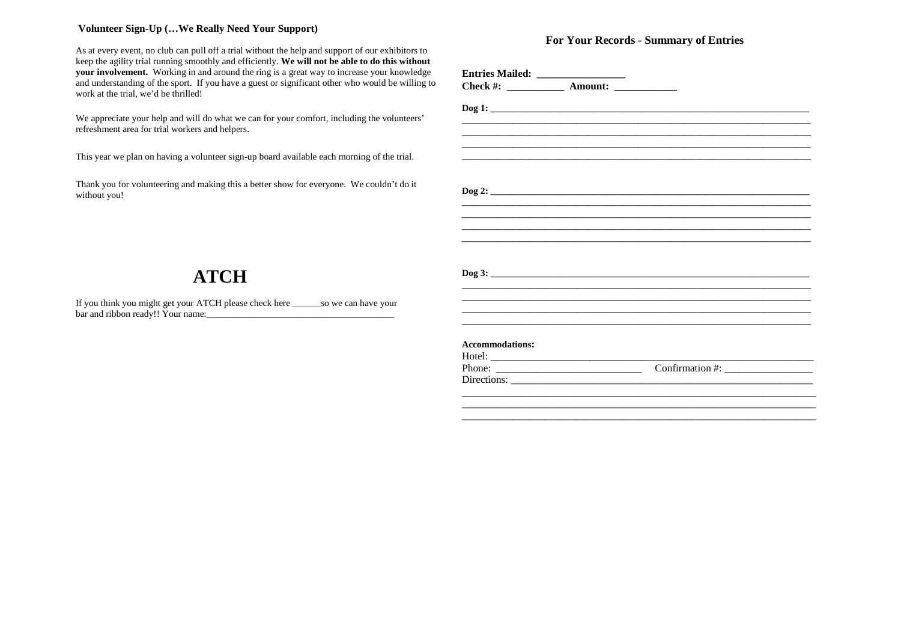**Volunteer Sign-Up (…We Really Need Your Support)**

As at every event, no club can pull off a trial without the help and support of our exhibitors to keep the agility trial running smoothly and efficiently. **We will not be able to do this without your involvement.** Working in and around the ring is a great way to increase your knowledge and understanding of the sport. If you have a guest or significant other who would be willing to work at the trial, we'd be thrilled!

We appreciate your help and will do what we can for your comfort, including the volunteers' refreshment area for trial workers and helpers.

This year we plan on having a volunteer sign-up board available each morning of the trial.

Thank you for volunteering and making this a better show for everyone. We couldn't do it without you!

# ATCH

If you think you might get your ATCH please check here ______so we can have your bar and ribbon ready!! Your name:________________________________________

### For Your Records - Summary of Entries

**Entries Mailed: ________________**
**Check #: __________ Amount: ___________**

**Dog 1: ___________________________________________________________________**
_________________________________________________________________________
_________________________________________________________________________
_________________________________________________________________________
_________________________________________________________________________

**Dog 2: ___________________________________________________________________**
_________________________________________________________________________
_________________________________________________________________________
_________________________________________________________________________
_________________________________________________________________________

**Dog 3: ___________________________________________________________________**
_________________________________________________________________________
_________________________________________________________________________
_________________________________________________________________________
_________________________________________________________________________

**Accommodations:**
Hotel: ____________________________________________________________________
Phone: ___________________________ Confirmation #: ________________
Directions: ________________________________________________________________
_________________________________________________________________________
_________________________________________________________________________
_________________________________________________________________________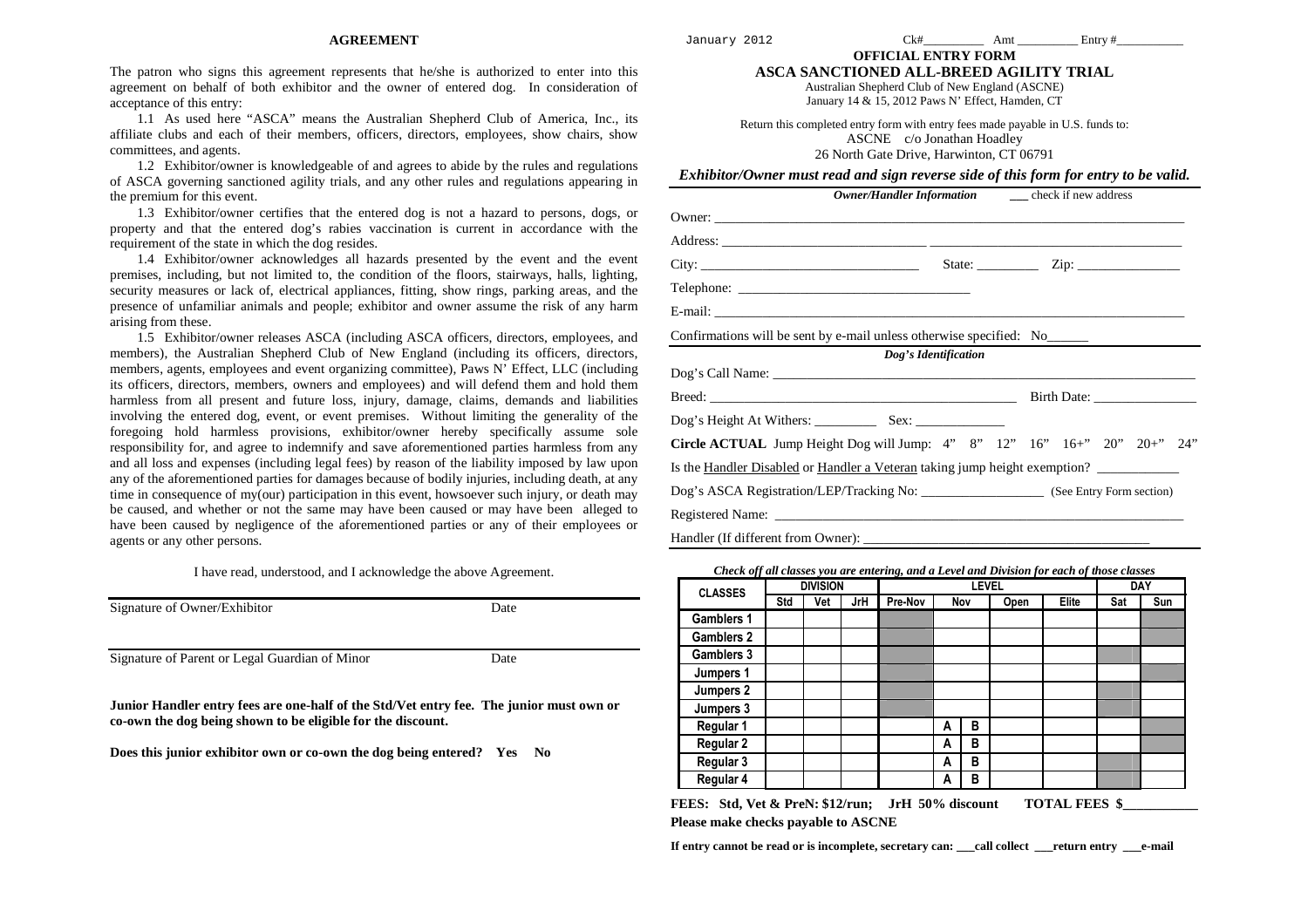## AGREEMENT

The patron who signs this agreement represents that he/she is authorized to enter into this agreement on behalf of both exhibitor and the owner of entered dog. In consideration of acceptance of this entry:

1.1 As used here "ASCA" means the Australian Shepherd Club of America, Inc., its affiliate clubs and each of their members, officers, directors, employees, show chairs, show committees, and agents.

1.2 Exhibitor/owner is knowledgeable of and agrees to abide by the rules and regulations of ASCA governing sanctioned agility trials, and any other rules and regulations appearing in the premium for this event.

1.3 Exhibitor/owner certifies that the entered dog is not a hazard to persons, dogs, or property and that the entered dog's rabies vaccination is current in accordance with the requirement of the state in which the dog resides.

1.4 Exhibitor/owner acknowledges all hazards presented by the event and the event premises, including, but not limited to, the condition of the floors, stairways, halls, lighting, security measures or lack of, electrical appliances, fitting, show rings, parking areas, and the presence of unfamiliar animals and people; exhibitor and owner assume the risk of any harm arising from these.

1.5 Exhibitor/owner releases ASCA (including ASCA officers, directors, employees, and members), the Australian Shepherd Club of New England (including its officers, directors, members, agents, employees and event organizing committee), Paws N' Effect, LLC (including its officers, directors, members, owners and employees) and will defend them and hold them harmless from all present and future loss, injury, damage, claims, demands and liabilities involving the entered dog, event, or event premises. Without limiting the generality of the foregoing hold harmless provisions, exhibitor/owner hereby specifically assume sole responsibility for, and agree to indemnify and save aforementioned parties harmless from any and all loss and expenses (including legal fees) by reason of the liability imposed by law upon any of the aforementioned parties for damages because of bodily injuries, including death, at any time in consequence of my(our) participation in this event, howsoever such injury, or death may be caused, and whether or not the same may have been caused or may have been alleged to have been caused by negligence of the aforementioned parties or any of their employees or agents or any other persons.

I have read, understood, and I acknowledge the above Agreement.

Signature of Owner/Exhibitor ______________________ Date ________

Signature of Parent or Legal Guardian of Minor ______________________ Date ________

**Junior Handler entry fees are one-half of the Std/Vet entry fee. The junior must own or co-own the dog being shown to be eligible for the discount.**

**Does this junior exhibitor own or co-own the dog being entered? Yes No**

January 2012 Ck#__________ Amt __________ Entry #___________

**OFFICIAL ENTRY FORM**

**ASCA SANCTIONED ALL-BREED AGILITY TRIAL**

Australian Shepherd Club of New England (ASCNE)
January 14 & 15, 2012 Paws N' Effect, Hamden, CT

Return this completed entry form with entry fees made payable in U.S. funds to:
ASCNE c/o Jonathan Hoadley
26 North Gate Drive, Harwinton, CT 06791

***Exhibitor/Owner must read and sign reverse side of this form for entry to be valid.***

***Owner/Handler Information*** ___ check if new address

Owner: ______________________________

Address: ______________________________

City: ______________ State: _________ Zip: _______________

Telephone: ______________________________

E-mail: ______________________________

Confirmations will be sent by e-mail unless otherwise specified: No______

***Dog's Identification***

Dog's Call Name: ______________________________

Breed: ______________________________ Birth Date: _______________

Dog's Height At Withers: _________ Sex: _____________

**Circle ACTUAL** Jump Height Dog will Jump: 4" 8" 12" 16" 16+" 20" 20+" 24"

Is the Handler Disabled or Handler a Veteran taking jump height exemption? ____________

Dog's ASCA Registration/LEP/Tracking No: _________________ (See Entry Form section)

Registered Name: ______________________________

Handler (If different from Owner): ______________________________

***Check off all classes you are entering, and a Level and Division for each of those classes***

| CLASSES | DIVISION | | | LEVEL | | | | | DAY | |
|---|---|---|---|---|---|---|---|---|---|---|
| | Std | Vet | JrH | Pre-Nov | Nov | | Open | Elite | Sat | Sun |
| Gamblers 1 | | | | | | | | | | |
| Gamblers 2 | | | | | | | | | | |
| Gamblers 3 | | | | | | | | | | |
| Jumpers 1 | | | | | | | | | | |
| Jumpers 2 | | | | | | | | | | |
| Jumpers 3 | | | | | | | | | | |
| Regular 1 | | | | | A | B | | | | |
| Regular 2 | | | | | A | B | | | | |
| Regular 3 | | | | | A | B | | | | |
| Regular 4 | | | | | A | B | | | | |

**FEES: Std, Vet & PreN: $12/run; JrH 50% discount TOTAL FEES $___________**

**Please make checks payable to ASCNE**

**If entry cannot be read or is incomplete, secretary can: ___call collect ___return entry ___e-mail**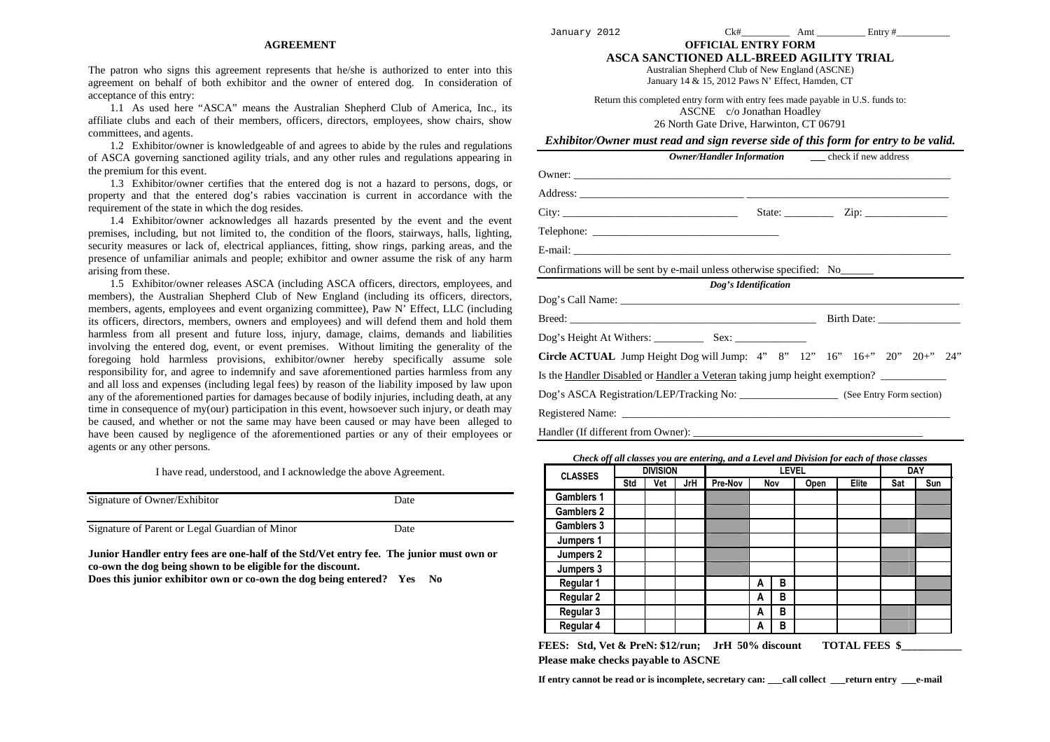## AGREEMENT

The patron who signs this agreement represents that he/she is authorized to enter into this agreement on behalf of both exhibitor and the owner of entered dog. In consideration of acceptance of this entry:

1.1 As used here "ASCA" means the Australian Shepherd Club of America, Inc., its affiliate clubs and each of their members, officers, directors, employees, show chairs, show committees, and agents.

1.2 Exhibitor/owner is knowledgeable of and agrees to abide by the rules and regulations of ASCA governing sanctioned agility trials, and any other rules and regulations appearing in the premium for this event.

1.3 Exhibitor/owner certifies that the entered dog is not a hazard to persons, dogs, or property and that the entered dog's rabies vaccination is current in accordance with the requirement of the state in which the dog resides.

1.4 Exhibitor/owner acknowledges all hazards presented by the event and the event premises, including, but not limited to, the condition of the floors, stairways, halls, lighting, security measures or lack of, electrical appliances, fitting, show rings, parking areas, and the presence of unfamiliar animals and people; exhibitor and owner assume the risk of any harm arising from these.

1.5 Exhibitor/owner releases ASCA (including ASCA officers, directors, employees, and members), the Australian Shepherd Club of New England (including its officers, directors, members, agents, employees and event organizing committee), Paw N' Effect, LLC (including its officers, directors, members, owners and employees) and will defend them and hold them harmless from all present and future loss, injury, damage, claims, demands and liabilities involving the entered dog, event, or event premises. Without limiting the generality of the foregoing hold harmless provisions, exhibitor/owner hereby specifically assume sole responsibility for, and agree to indemnify and save aforementioned parties harmless from any and all loss and expenses (including legal fees) by reason of the liability imposed by law upon any of the aforementioned parties for damages because of bodily injuries, including death, at any time in consequence of my(our) participation in this event, howsoever such injury, or death may be caused, and whether or not the same may have been caused or may have been alleged to have been caused by negligence of the aforementioned parties or any of their employees or agents or any other persons.

I have read, understood, and I acknowledge the above Agreement.

Signature of Owner/Exhibitor ____________________ Date ________

Signature of Parent or Legal Guardian of Minor ____________________ Date ________

**Junior Handler entry fees are one-half of the Std/Vet entry fee. The junior must own or co-own the dog being shown to be eligible for the discount.**
**Does this junior exhibitor own or co-own the dog being entered? Yes No**

January 2012 Ck#__________ Amt __________ Entry #___________

## OFFICIAL ENTRY FORM
## ASCA SANCTIONED ALL-BREED AGILITY TRIAL

Australian Shepherd Club of New England (ASCNE)
January 14 & 15, 2012 Paws N' Effect, Hamden, CT

Return this completed entry form with entry fees made payable in U.S. funds to:
ASCNE c/o Jonathan Hoadley
26 North Gate Drive, Harwinton, CT 06791

***Exhibitor/Owner must read and sign reverse side of this form for entry to be valid.***

***Owner/Handler Information*** ___ check if new address

Owner: ______________________________

Address: ______________________________

City: ______________ State: ________ Zip: ____________

Telephone: ______________________________

E-mail: ______________________________

Confirmations will be sent by e-mail unless otherwise specified: No______

***Dog's Identification***

Dog's Call Name: ______________________________

Breed: ______________________ Birth Date: ______________

Dog's Height At Withers: _________ Sex: _____________

**Circle ACTUAL** Jump Height Dog will Jump: 4" 8" 12" 16" 16+" 20" 20+" 24"

Is the Handler Disabled or Handler a Veteran taking jump height exemption? ___________

Dog's ASCA Registration/LEP/Tracking No: _________________ (See Entry Form section)

Registered Name: ______________________________

Handler (If different from Owner): ______________________________

***Check off all classes you are entering, and a Level and Division for each of those classes***

| CLASSES | DIVISION | | | LEVEL | | | | | DAY | |
|---|---|---|---|---|---|---|---|---|---|---|
| | Std | Vet | JrH | Pre-Nov | Nov | | Open | Elite | Sat | Sun |
| Gamblers 1 | | | | | | | | | | |
| Gamblers 2 | | | | | | | | | | |
| Gamblers 3 | | | | | | | | | | |
| Jumpers 1 | | | | | | | | | | |
| Jumpers 2 | | | | | | | | | | |
| Jumpers 3 | | | | | | | | | | |
| Regular 1 | | | | | A | B | | | | |
| Regular 2 | | | | | A | B | | | | |
| Regular 3 | | | | | A | B | | | | |
| Regular 4 | | | | | A | B | | | | |

**FEES: Std, Vet & PreN: $12/run; JrH 50% discount TOTAL FEES $__________**
**Please make checks payable to ASCNE**

**If entry cannot be read or is incomplete, secretary can: ___call collect ___return entry ___e-mail**